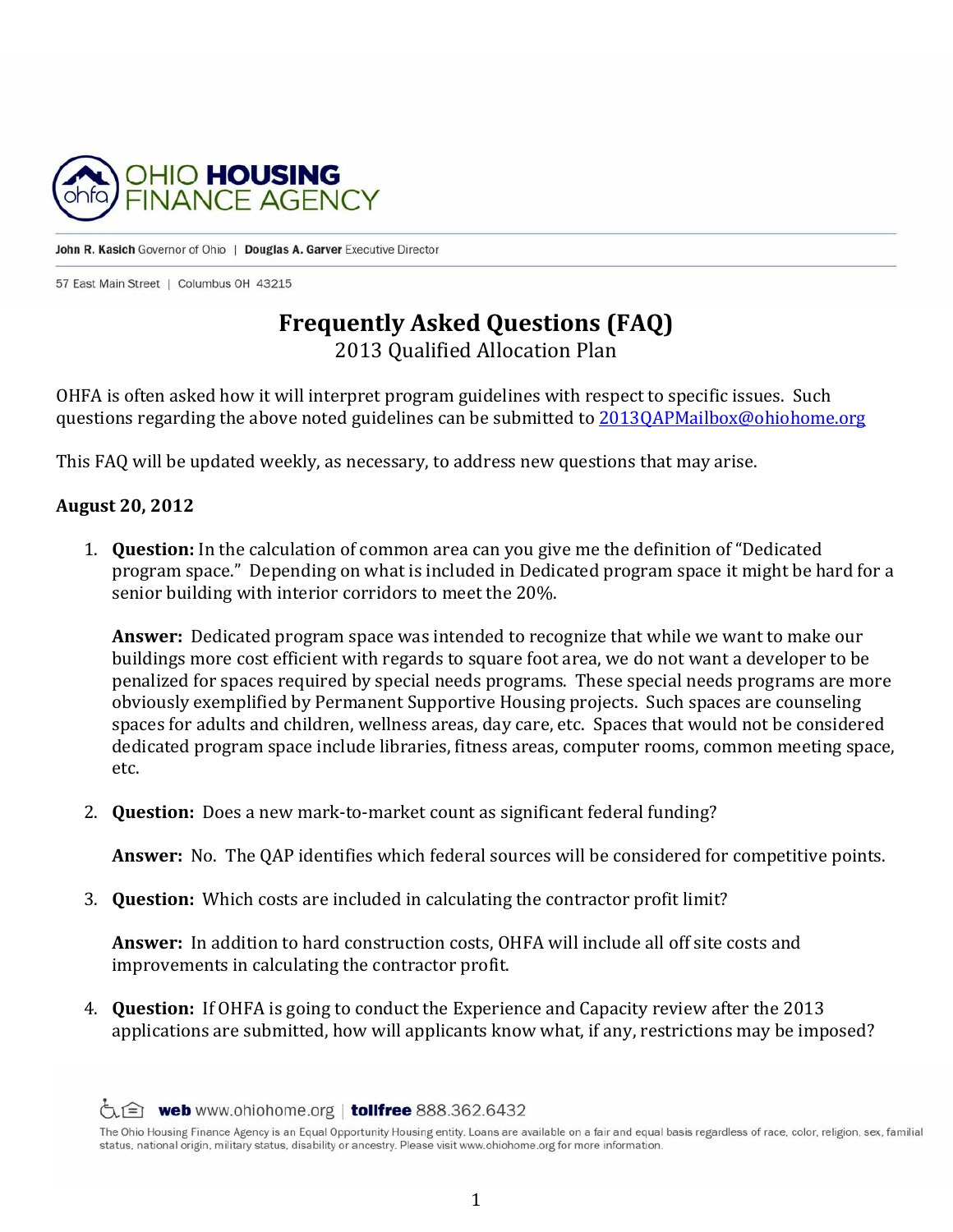OHIO HOUSING FINANCE AGENCY

**John R. Kasich** Governor of Ohio | **Douglas A. Garver** Executive Director

57 East Main Street | Columbus OH 43215

# Frequently Asked Questions (FAQ)

2013 Qualified Allocation Plan

OHFA is often asked how it will interpret program guidelines with respect to specific issues. Such questions regarding the above noted guidelines can be submitted to 2013QAPMailbox@ohiohome.org

This FAQ will be updated weekly, as necessary, to address new questions that may arise.

**August 20, 2012**

1. **Question:** In the calculation of common area can you give me the definition of "Dedicated program space." Depending on what is included in Dedicated program space it might be hard for a senior building with interior corridors to meet the 20%.

   **Answer:** Dedicated program space was intended to recognize that while we want to make our buildings more cost efficient with regards to square foot area, we do not want a developer to be penalized for spaces required by special needs programs. These special needs programs are more obviously exemplified by Permanent Supportive Housing projects. Such spaces are counseling spaces for adults and children, wellness areas, day care, etc. Spaces that would not be considered dedicated program space include libraries, fitness areas, computer rooms, common meeting space, etc.

2. **Question:** Does a new mark-to-market count as significant federal funding?

   **Answer:** No. The QAP identifies which federal sources will be considered for competitive points.

3. **Question:** Which costs are included in calculating the contractor profit limit?

   **Answer:** In addition to hard construction costs, OHFA will include all off site costs and improvements in calculating the contractor profit.

4. **Question:** If OHFA is going to conduct the Experience and Capacity review after the 2013 applications are submitted, how will applicants know what, if any, restrictions may be imposed?

**web** www.ohiohome.org | **tollfree** 888.362.6432

The Ohio Housing Finance Agency is an Equal Opportunity Housing entity. Loans are available on a fair and equal basis regardless of race, color, religion, sex, familial status, national origin, military status, disability or ancestry. Please visit www.ohiohome.org for more information.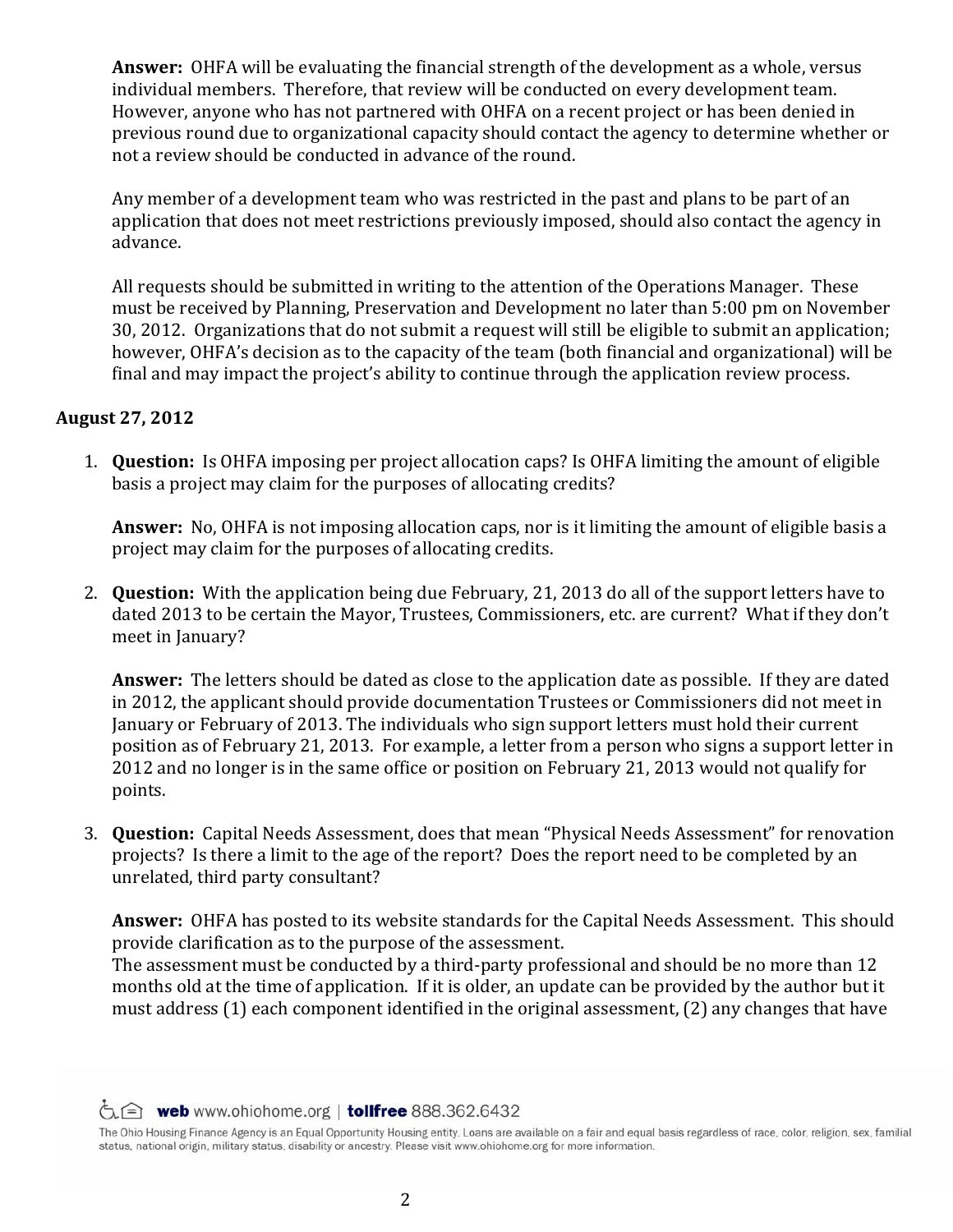**Answer:** OHFA will be evaluating the financial strength of the development as a whole, versus individual members. Therefore, that review will be conducted on every development team. However, anyone who has not partnered with OHFA on a recent project or has been denied in previous round due to organizational capacity should contact the agency to determine whether or not a review should be conducted in advance of the round.

Any member of a development team who was restricted in the past and plans to be part of an application that does not meet restrictions previously imposed, should also contact the agency in advance.

All requests should be submitted in writing to the attention of the Operations Manager. These must be received by Planning, Preservation and Development no later than 5:00 pm on November 30, 2012. Organizations that do not submit a request will still be eligible to submit an application; however, OHFA's decision as to the capacity of the team (both financial and organizational) will be final and may impact the project's ability to continue through the application review process.

**August 27, 2012**

1. **Question:** Is OHFA imposing per project allocation caps? Is OHFA limiting the amount of eligible basis a project may claim for the purposes of allocating credits?

   **Answer:** No, OHFA is not imposing allocation caps, nor is it limiting the amount of eligible basis a project may claim for the purposes of allocating credits.

2. **Question:** With the application being due February, 21, 2013 do all of the support letters have to dated 2013 to be certain the Mayor, Trustees, Commissioners, etc. are current? What if they don't meet in January?

   **Answer:** The letters should be dated as close to the application date as possible. If they are dated in 2012, the applicant should provide documentation Trustees or Commissioners did not meet in January or February of 2013. The individuals who sign support letters must hold their current position as of February 21, 2013. For example, a letter from a person who signs a support letter in 2012 and no longer is in the same office or position on February 21, 2013 would not qualify for points.

3. **Question:** Capital Needs Assessment, does that mean "Physical Needs Assessment" for renovation projects? Is there a limit to the age of the report? Does the report need to be completed by an unrelated, third party consultant?

   **Answer:** OHFA has posted to its website standards for the Capital Needs Assessment. This should provide clarification as to the purpose of the assessment.
   The assessment must be conducted by a third-party professional and should be no more than 12 months old at the time of application. If it is older, an update can be provided by the author but it must address (1) each component identified in the original assessment, (2) any changes that have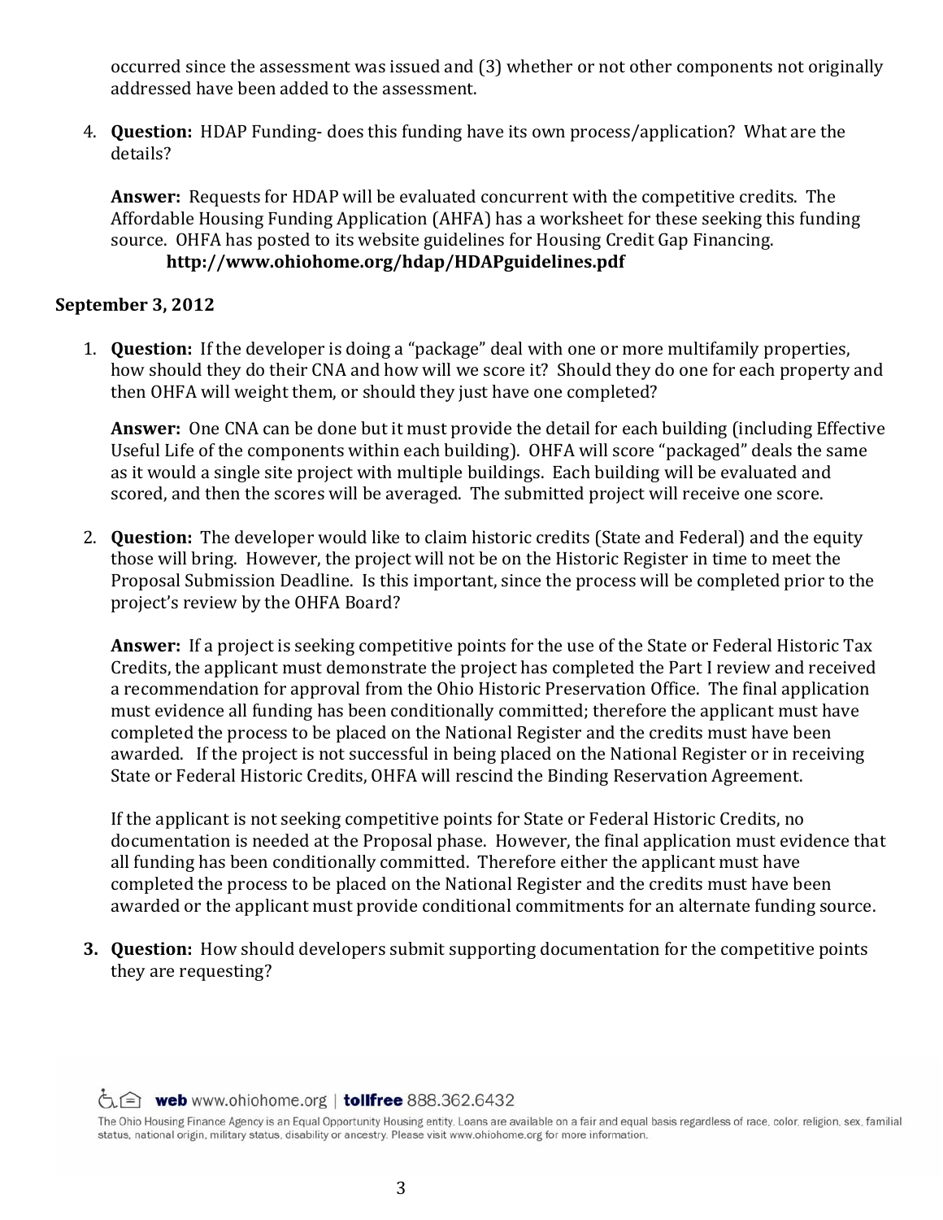occurred since the assessment was issued and (3) whether or not other components not originally addressed have been added to the assessment.

4. **Question:** HDAP Funding- does this funding have its own process/application? What are the details?

   **Answer:** Requests for HDAP will be evaluated concurrent with the competitive credits. The Affordable Housing Funding Application (AHFA) has a worksheet for these seeking this funding source. OHFA has posted to its website guidelines for Housing Credit Gap Financing.
   **http://www.ohiohome.org/hdap/HDAPguidelines.pdf**

**September 3, 2012**

1. **Question:** If the developer is doing a "package" deal with one or more multifamily properties, how should they do their CNA and how will we score it? Should they do one for each property and then OHFA will weight them, or should they just have one completed?

   **Answer:** One CNA can be done but it must provide the detail for each building (including Effective Useful Life of the components within each building). OHFA will score "packaged" deals the same as it would a single site project with multiple buildings. Each building will be evaluated and scored, and then the scores will be averaged. The submitted project will receive one score.

2. **Question:** The developer would like to claim historic credits (State and Federal) and the equity those will bring. However, the project will not be on the Historic Register in time to meet the Proposal Submission Deadline. Is this important, since the process will be completed prior to the project's review by the OHFA Board?

   **Answer:** If a project is seeking competitive points for the use of the State or Federal Historic Tax Credits, the applicant must demonstrate the project has completed the Part I review and received a recommendation for approval from the Ohio Historic Preservation Office. The final application must evidence all funding has been conditionally committed; therefore the applicant must have completed the process to be placed on the National Register and the credits must have been awarded. If the project is not successful in being placed on the National Register or in receiving State or Federal Historic Credits, OHFA will rescind the Binding Reservation Agreement.

   If the applicant is not seeking competitive points for State or Federal Historic Credits, no documentation is needed at the Proposal phase. However, the final application must evidence that all funding has been conditionally committed. Therefore either the applicant must have completed the process to be placed on the National Register and the credits must have been awarded or the applicant must provide conditional commitments for an alternate funding source.

3. **Question:** How should developers submit supporting documentation for the competitive points they are requesting?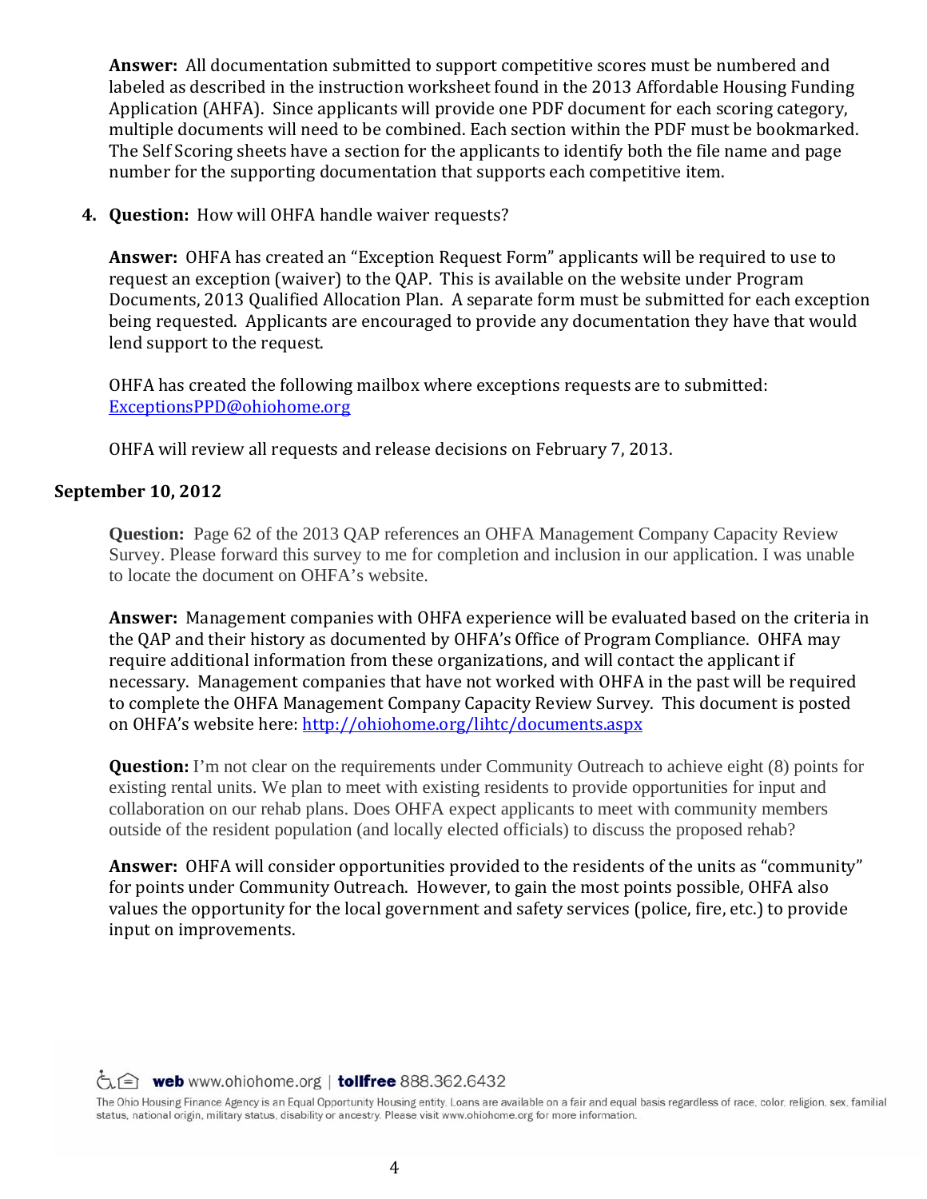**Answer:** All documentation submitted to support competitive scores must be numbered and labeled as described in the instruction worksheet found in the 2013 Affordable Housing Funding Application (AHFA). Since applicants will provide one PDF document for each scoring category, multiple documents will need to be combined. Each section within the PDF must be bookmarked. The Self Scoring sheets have a section for the applicants to identify both the file name and page number for the supporting documentation that supports each competitive item.

4. **Question:** How will OHFA handle waiver requests?

   **Answer:** OHFA has created an "Exception Request Form" applicants will be required to use to request an exception (waiver) to the QAP. This is available on the website under Program Documents, 2013 Qualified Allocation Plan. A separate form must be submitted for each exception being requested. Applicants are encouraged to provide any documentation they have that would lend support to the request.

   OHFA has created the following mailbox where exceptions requests are to submitted: ExceptionsPPD@ohiohome.org

   OHFA will review all requests and release decisions on February 7, 2013.

**September 10, 2012**

**Question:** Page 62 of the 2013 QAP references an OHFA Management Company Capacity Review Survey. Please forward this survey to me for completion and inclusion in our application. I was unable to locate the document on OHFA's website.

**Answer:** Management companies with OHFA experience will be evaluated based on the criteria in the QAP and their history as documented by OHFA's Office of Program Compliance. OHFA may require additional information from these organizations, and will contact the applicant if necessary. Management companies that have not worked with OHFA in the past will be required to complete the OHFA Management Company Capacity Review Survey. This document is posted on OHFA's website here: http://ohiohome.org/lihtc/documents.aspx

**Question:** I'm not clear on the requirements under Community Outreach to achieve eight (8) points for existing rental units. We plan to meet with existing residents to provide opportunities for input and collaboration on our rehab plans. Does OHFA expect applicants to meet with community members outside of the resident population (and locally elected officials) to discuss the proposed rehab?

**Answer:** OHFA will consider opportunities provided to the residents of the units as "community" for points under Community Outreach. However, to gain the most points possible, OHFA also values the opportunity for the local government and safety services (police, fire, etc.) to provide input on improvements.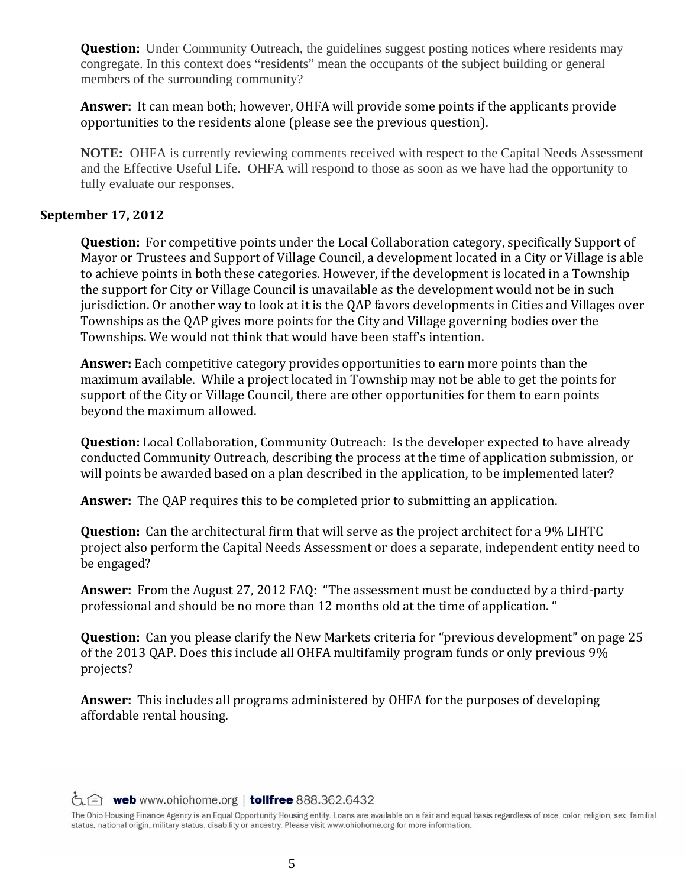**Question:** Under Community Outreach, the guidelines suggest posting notices where residents may congregate. In this context does "residents" mean the occupants of the subject building or general members of the surrounding community?

**Answer:** It can mean both; however, OHFA will provide some points if the applicants provide opportunities to the residents alone (please see the previous question).

**NOTE:** OHFA is currently reviewing comments received with respect to the Capital Needs Assessment and the Effective Useful Life. OHFA will respond to those as soon as we have had the opportunity to fully evaluate our responses.

**September 17, 2012**

**Question:** For competitive points under the Local Collaboration category, specifically Support of Mayor or Trustees and Support of Village Council, a development located in a City or Village is able to achieve points in both these categories. However, if the development is located in a Township the support for City or Village Council is unavailable as the development would not be in such jurisdiction. Or another way to look at it is the QAP favors developments in Cities and Villages over Townships as the QAP gives more points for the City and Village governing bodies over the Townships. We would not think that would have been staff's intention.

**Answer:** Each competitive category provides opportunities to earn more points than the maximum available. While a project located in Township may not be able to get the points for support of the City or Village Council, there are other opportunities for them to earn points beyond the maximum allowed.

**Question:** Local Collaboration, Community Outreach: Is the developer expected to have already conducted Community Outreach, describing the process at the time of application submission, or will points be awarded based on a plan described in the application, to be implemented later?

**Answer:** The QAP requires this to be completed prior to submitting an application.

**Question:** Can the architectural firm that will serve as the project architect for a 9% LIHTC project also perform the Capital Needs Assessment or does a separate, independent entity need to be engaged?

**Answer:** From the August 27, 2012 FAQ: "The assessment must be conducted by a third-party professional and should be no more than 12 months old at the time of application. "

**Question:** Can you please clarify the New Markets criteria for "previous development" on page 25 of the 2013 QAP. Does this include all OHFA multifamily program funds or only previous 9% projects?

**Answer:** This includes all programs administered by OHFA for the purposes of developing affordable rental housing.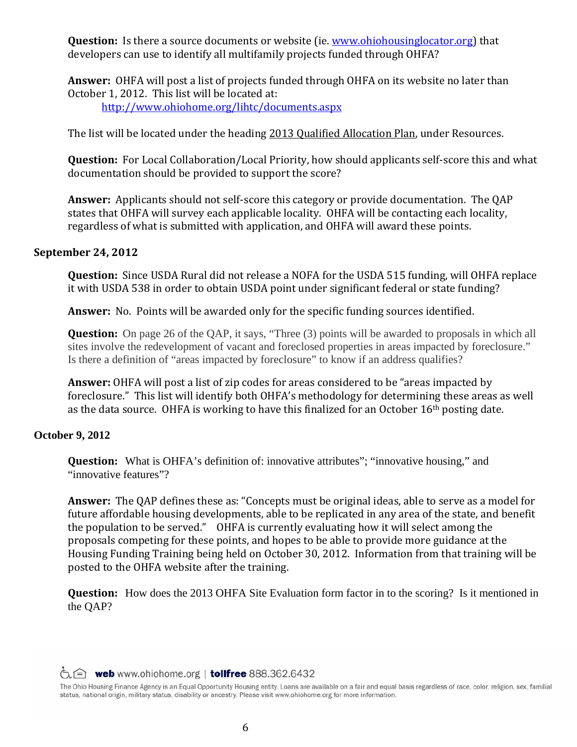**Question:** Is there a source documents or website (ie. www.ohiohousinglocator.org) that developers can use to identify all multifamily projects funded through OHFA?

**Answer:** OHFA will post a list of projects funded through OHFA on its website no later than October 1, 2012. This list will be located at:

http://www.ohiohome.org/lihtc/documents.aspx

The list will be located under the heading 2013 Qualified Allocation Plan, under Resources.

**Question:** For Local Collaboration/Local Priority, how should applicants self-score this and what documentation should be provided to support the score?

**Answer:** Applicants should not self-score this category or provide documentation. The QAP states that OHFA will survey each applicable locality. OHFA will be contacting each locality, regardless of what is submitted with application, and OHFA will award these points.

**September 24, 2012**

**Question:** Since USDA Rural did not release a NOFA for the USDA 515 funding, will OHFA replace it with USDA 538 in order to obtain USDA point under significant federal or state funding?

**Answer:** No. Points will be awarded only for the specific funding sources identified.

**Question:** On page 26 of the QAP, it says, "Three (3) points will be awarded to proposals in which all sites involve the redevelopment of vacant and foreclosed properties in areas impacted by foreclosure." Is there a definition of "areas impacted by foreclosure" to know if an address qualifies?

**Answer:** OHFA will post a list of zip codes for areas considered to be "areas impacted by foreclosure." This list will identify both OHFA's methodology for determining these areas as well as the data source. OHFA is working to have this finalized for an October 16th posting date.

**October 9, 2012**

**Question:** What is OHFA's definition of: innovative attributes"; "innovative housing," and "innovative features"?

**Answer:** The QAP defines these as: "Concepts must be original ideas, able to serve as a model for future affordable housing developments, able to be replicated in any area of the state, and benefit the population to be served." OHFA is currently evaluating how it will select among the proposals competing for these points, and hopes to be able to provide more guidance at the Housing Funding Training being held on October 30, 2012. Information from that training will be posted to the OHFA website after the training.

**Question:** How does the 2013 OHFA Site Evaluation form factor in to the scoring? Is it mentioned in the QAP?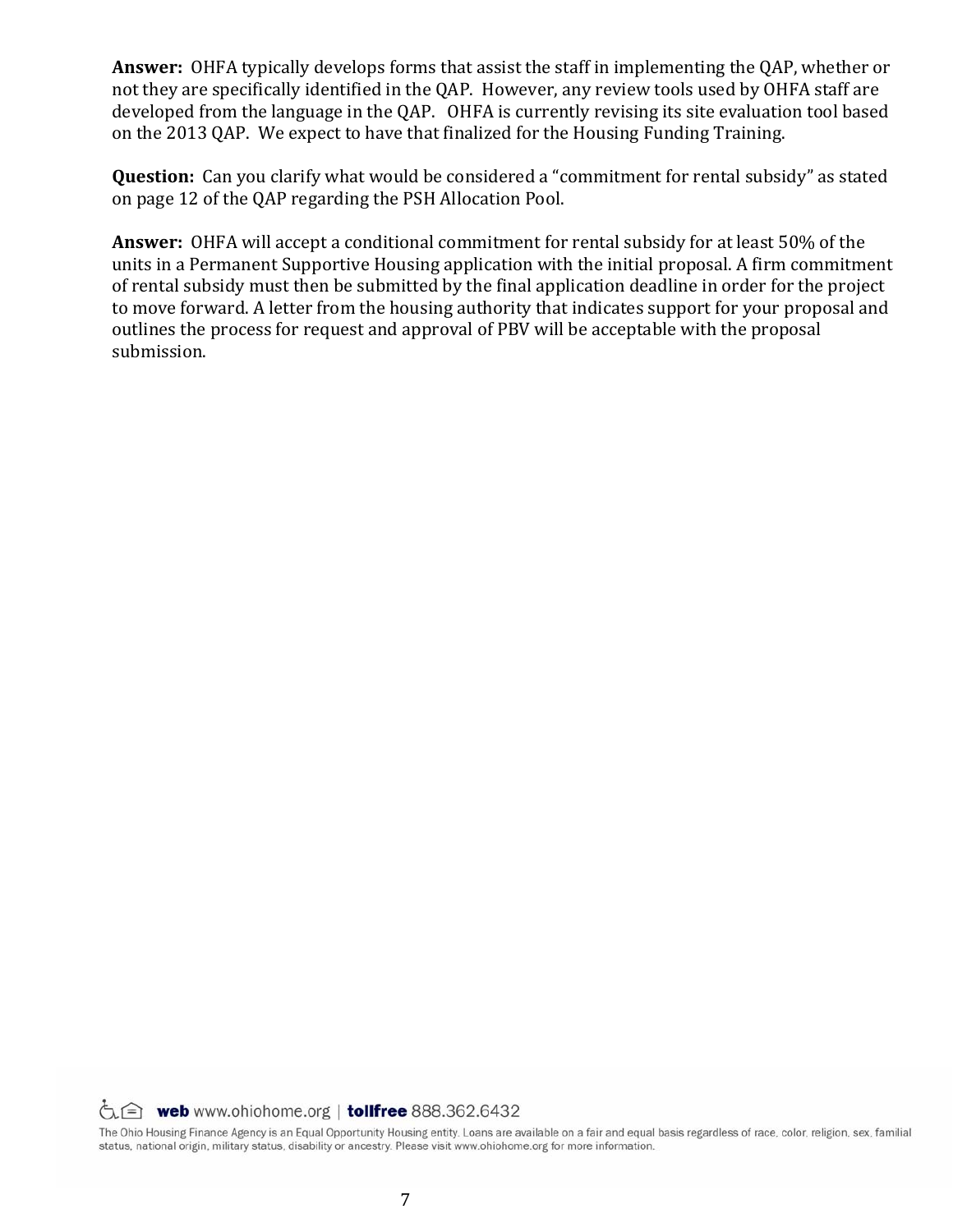**Answer:** OHFA typically develops forms that assist the staff in implementing the QAP, whether or not they are specifically identified in the QAP. However, any review tools used by OHFA staff are developed from the language in the QAP. OHFA is currently revising its site evaluation tool based on the 2013 QAP. We expect to have that finalized for the Housing Funding Training.

**Question:** Can you clarify what would be considered a "commitment for rental subsidy" as stated on page 12 of the QAP regarding the PSH Allocation Pool.

**Answer:** OHFA will accept a conditional commitment for rental subsidy for at least 50% of the units in a Permanent Supportive Housing application with the initial proposal. A firm commitment of rental subsidy must then be submitted by the final application deadline in order for the project to move forward. A letter from the housing authority that indicates support for your proposal and outlines the process for request and approval of PBV will be acceptable with the proposal submission.